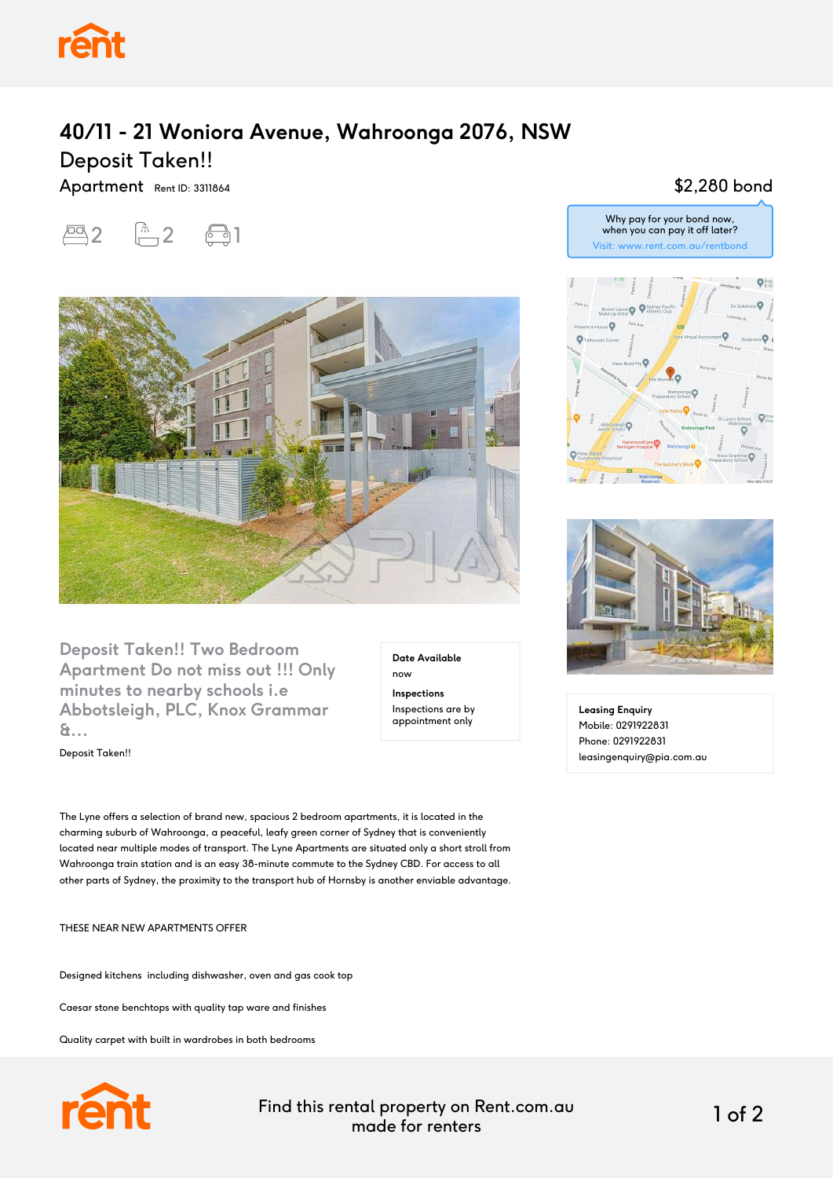# 40/11 - 21 Woniora Avenue, Wahroonga 2076, NSW

## Deposit Taken!!

Apartment Rent ID: 3311864

2 bedrooms · 2 bathrooms · 1 car space

$2,280 bond

Why pay for your bond now, when you can pay it off later?
Visit: www.rent.com.au/rentbond

### Deposit Taken!! Two Bedroom Apartment Do not miss out !!! Only minutes to nearby schools i.e Abbotsleigh, PLC, Knox Grammar &...

Deposit Taken!!

**Date Available**
now

**Inspections**
Inspections are by appointment only

**Leasing Enquiry**
Mobile: 0291922831
Phone: 0291922831
leasingenquiry@pia.com.au

The Lyne offers a selection of brand new, spacious 2 bedroom apartments, it is located in the charming suburb of Wahroonga, a peaceful, leafy green corner of Sydney that is conveniently located near multiple modes of transport. The Lyne Apartments are situated only a short stroll from Wahroonga train station and is an easy 38-minute commute to the Sydney CBD. For access to all other parts of Sydney, the proximity to the transport hub of Hornsby is another enviable advantage.

THESE NEAR NEW APARTMENTS OFFER

Designed kitchens including dishwasher, oven and gas cook top

Caesar stone benchtops with quality tap ware and finishes

Quality carpet with built in wardrobes in both bedrooms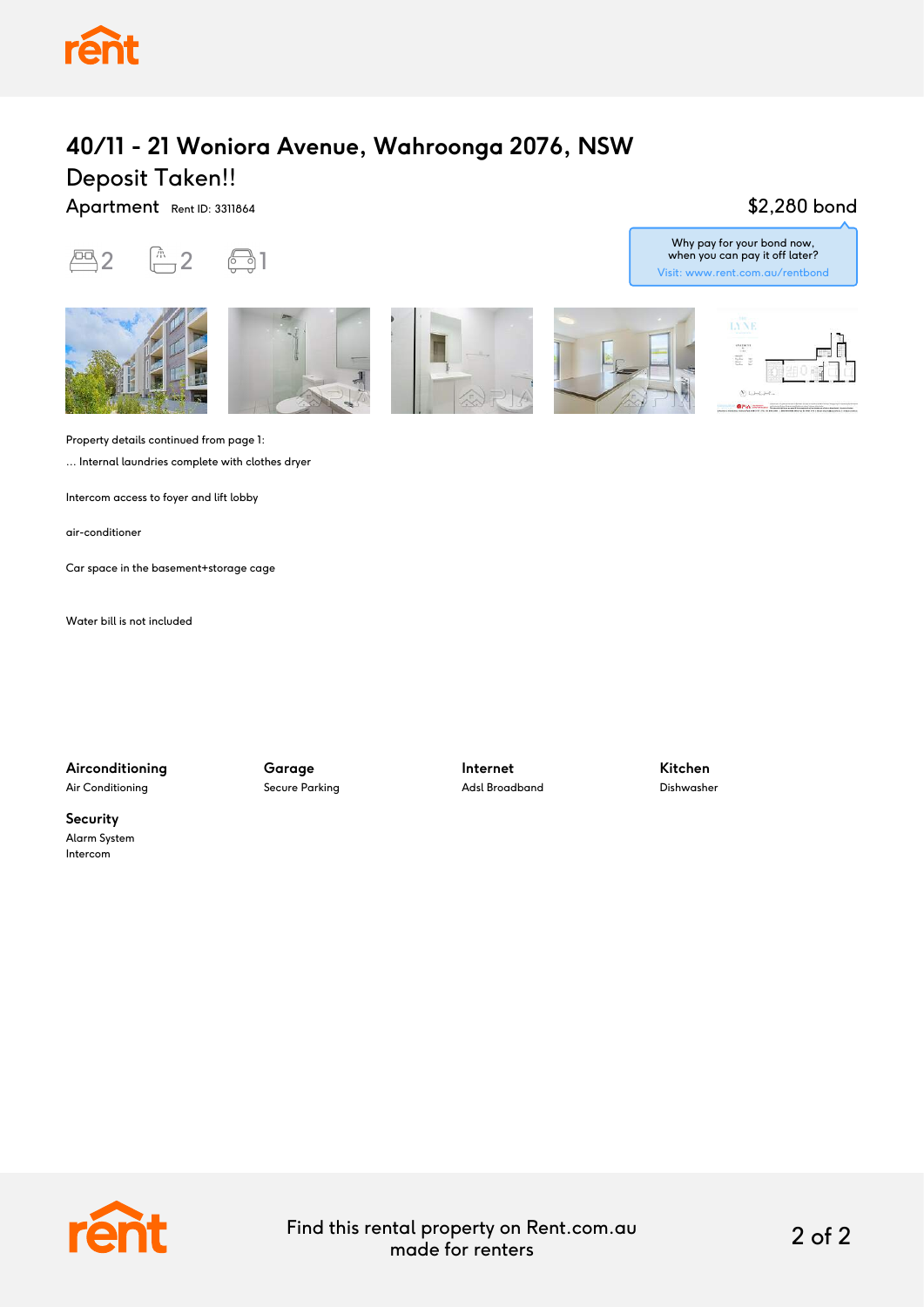# 40/11 - 21 Woniora Avenue, Wahroonga 2076, NSW

## Deposit Taken!!

Apartment Rent ID: 3311864

$2,280 bond

Why pay for your bond now, when you can pay it off later?
Visit: www.rent.com.au/rentbond

2 2 1

Property details continued from page 1:

... Internal laundries complete with clothes dryer

Intercom access to foyer and lift lobby

air-conditioner

Car space in the basement+storage cage

Water bill is not included

**Airconditioning**
Air Conditioning

**Garage**
Secure Parking

**Internet**
Adsl Broadband

**Kitchen**
Dishwasher

**Security**
Alarm System
Intercom

Find this rental property on Rent.com.au
made for renters